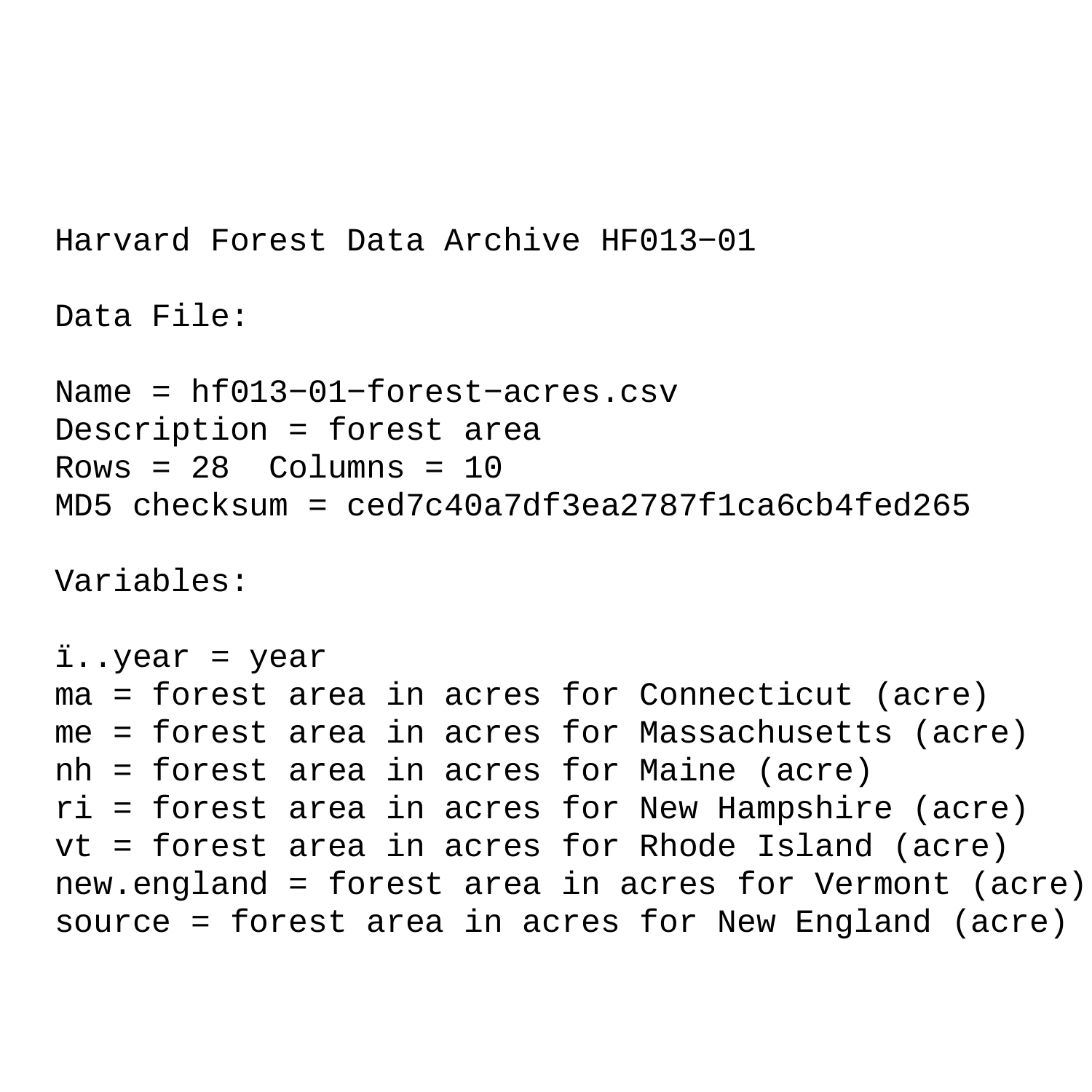Harvard Forest Data Archive HF013−01

Data File:

Name = hf013−01−forest−acres.csv
Description = forest area
Rows = 28  Columns = 10
MD5 checksum = ced7c40a7df3ea2787f1ca6cb4fed265

Variables:

ï..year = year
ma = forest area in acres for Connecticut (acre)
me = forest area in acres for Massachusetts (acre)
nh = forest area in acres for Maine (acre)
ri = forest area in acres for New Hampshire (acre)
vt = forest area in acres for Rhode Island (acre)
new.england = forest area in acres for Vermont (acre)
source = forest area in acres for New England (acre)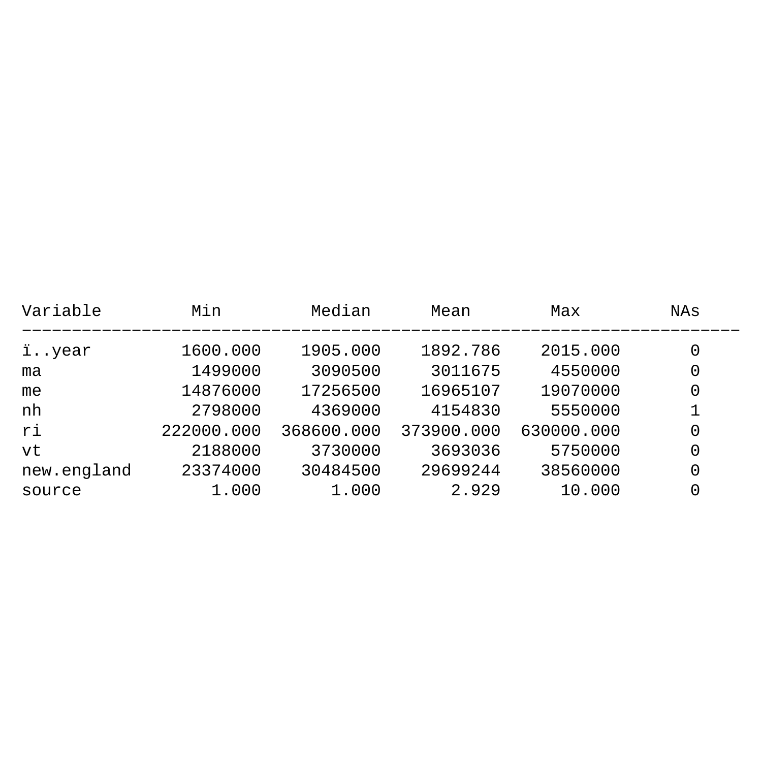| Variable | Min | Median | Mean | Max | NAs |
| --- | --- | --- | --- | --- | --- |
| ï..year | 1600.000 | 1905.000 | 1892.786 | 2015.000 | 0 |
| ma | 1499000 | 3090500 | 3011675 | 4550000 | 0 |
| me | 14876000 | 17256500 | 16965107 | 19070000 | 0 |
| nh | 2798000 | 4369000 | 4154830 | 5550000 | 1 |
| ri | 222000.000 | 368600.000 | 373900.000 | 630000.000 | 0 |
| vt | 2188000 | 3730000 | 3693036 | 5750000 | 0 |
| new.england | 23374000 | 30484500 | 29699244 | 38560000 | 0 |
| source | 1.000 | 1.000 | 2.929 | 10.000 | 0 |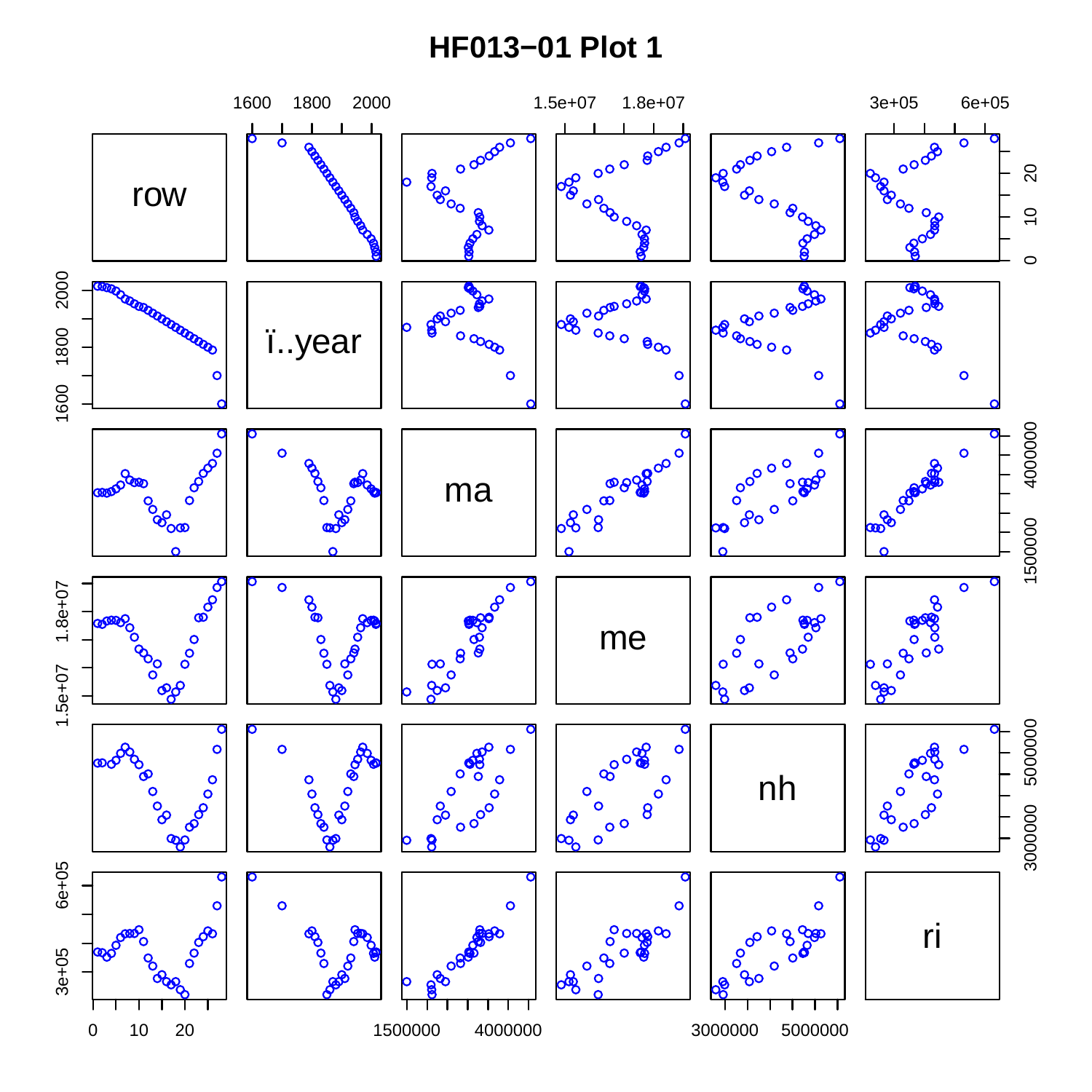# HF013−01 Plot 1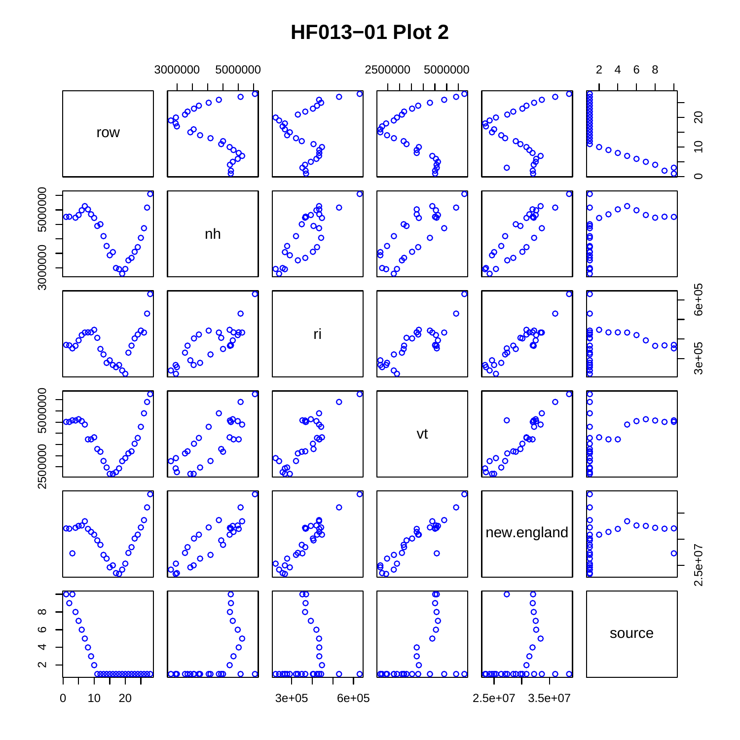# HF013−01 Plot 2

row

nh

ri

vt

new.england

source

3000000 5000000

2500000 5000000

2 4 6 8

0 10 20

3000000 5000000

6e+05 3e+05

2500000 5000000

2.5e+07

2 4 6 8

0 10 20

3e+05 6e+05

2.5e+07 3.5e+07